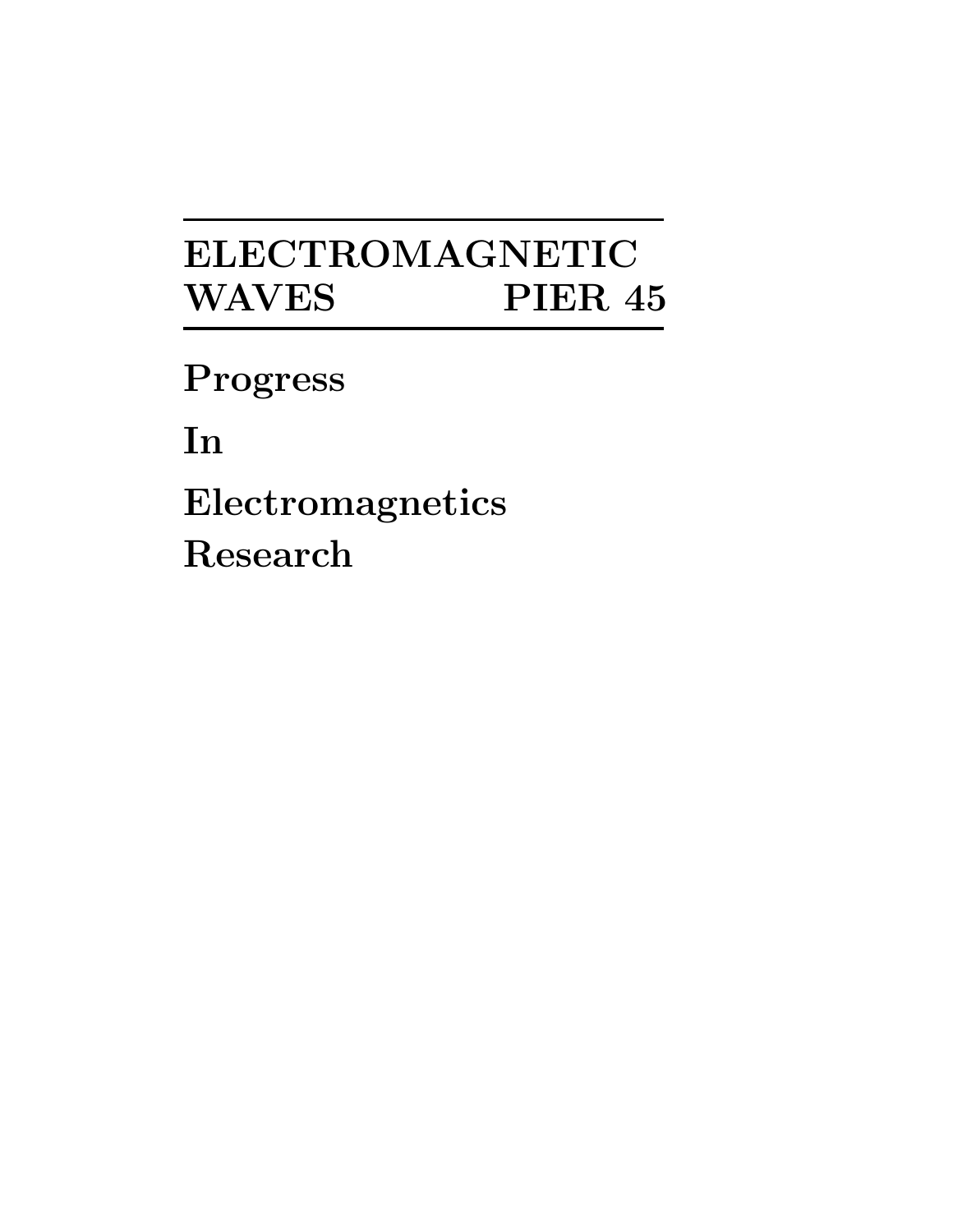# ELECTROMAGNETIC WAVES PIER 45

**Progress**

**In**

**Electromagnetics**

**Research**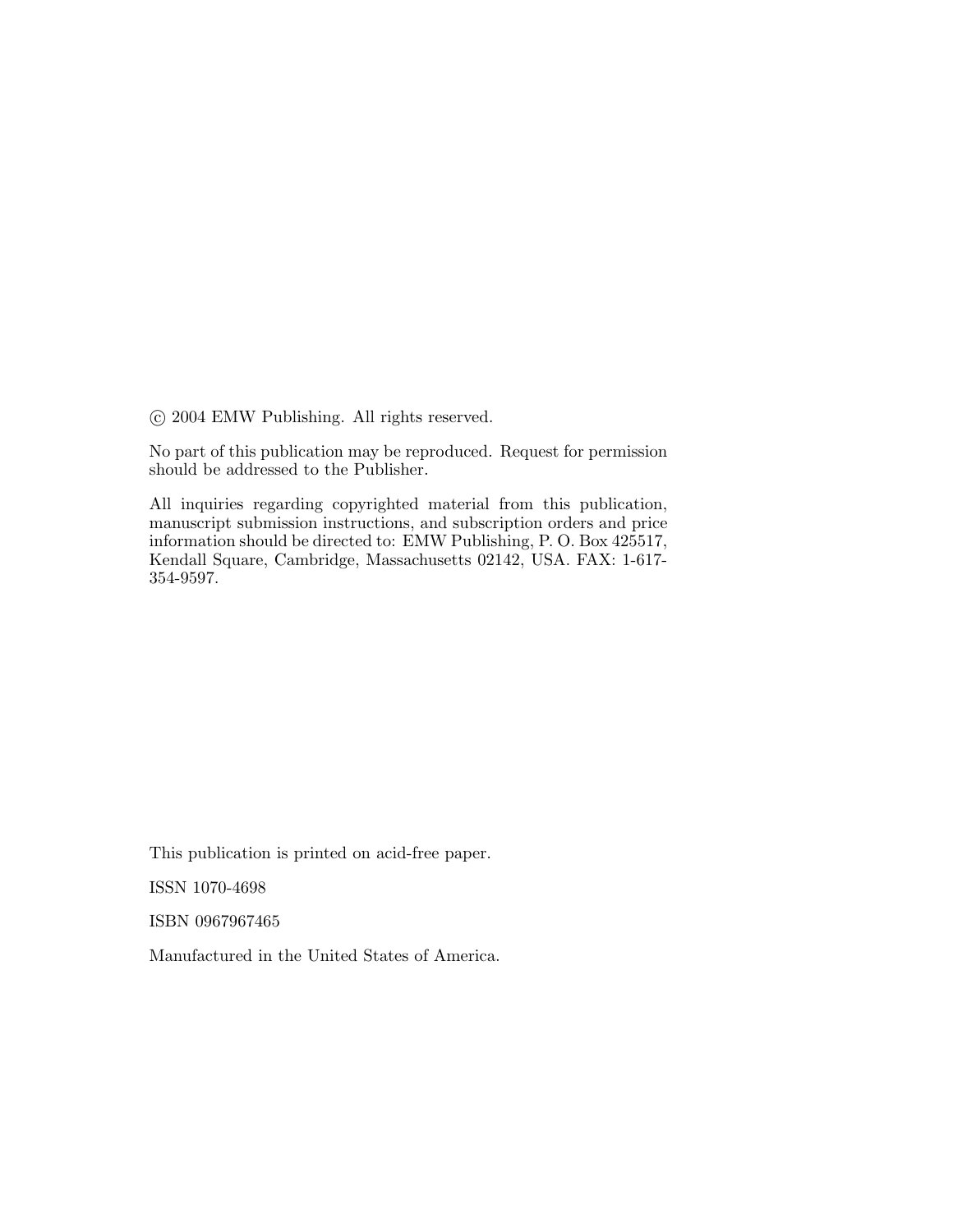© 2004 EMW Publishing. All rights reserved.

No part of this publication may be reproduced. Request for permission should be addressed to the Publisher.

All inquiries regarding copyrighted material from this publication, manuscript submission instructions, and subscription orders and price information should be directed to: EMW Publishing, P. O. Box 425517, Kendall Square, Cambridge, Massachusetts 02142, USA. FAX: 1-617-354-9597.

This publication is printed on acid-free paper.

ISSN 1070-4698

ISBN 0967967465

Manufactured in the United States of America.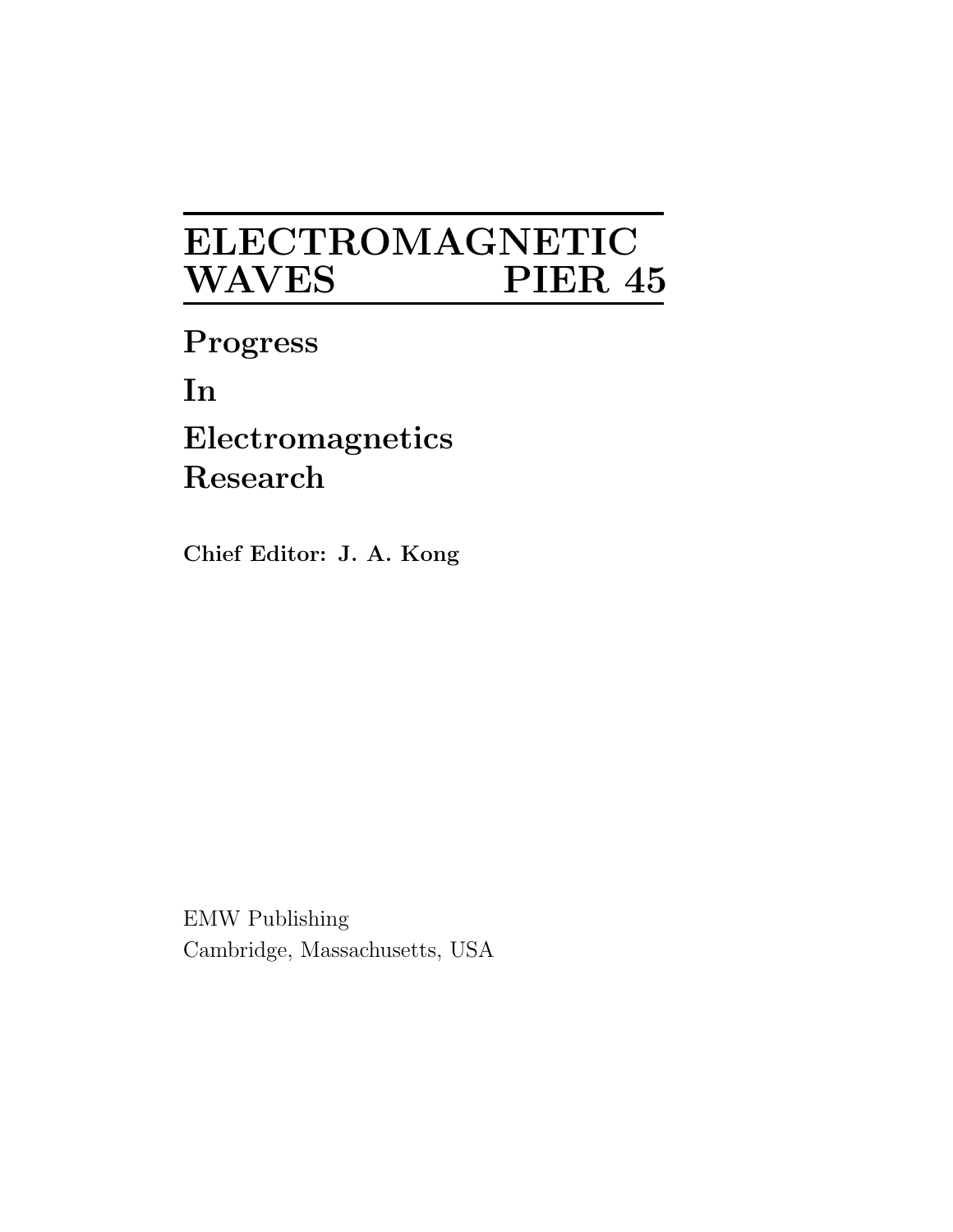# ELECTROMAGNETIC WAVES PIER 45

## Progress In Electromagnetics Research

**Chief Editor: J. A. Kong**

EMW Publishing
Cambridge, Massachusetts, USA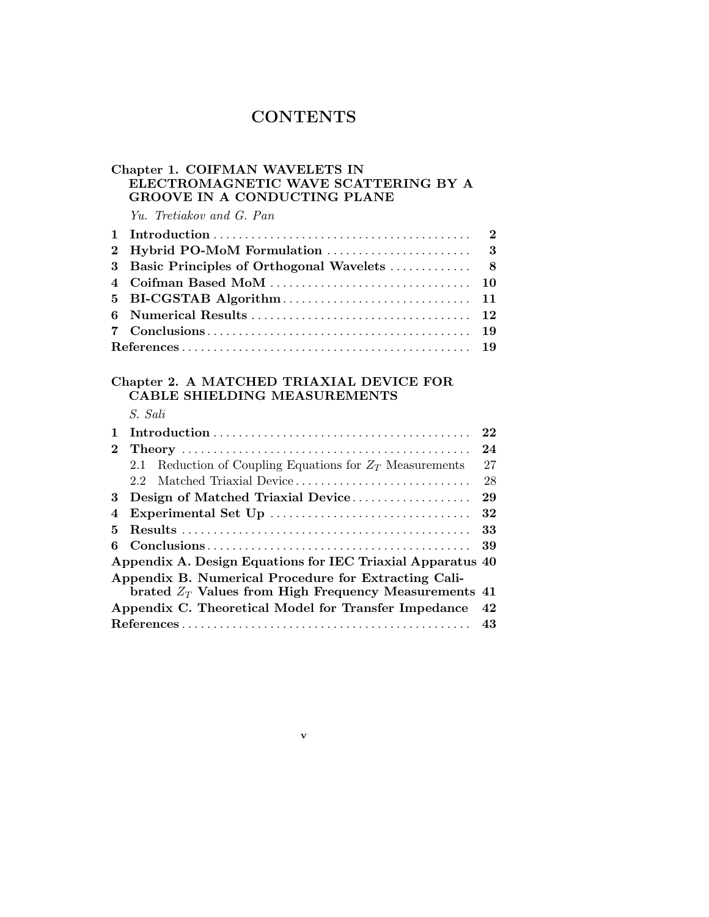# CONTENTS

## Chapter 1. COIFMAN WAVELETS IN ELECTROMAGNETIC WAVE SCATTERING BY A GROOVE IN A CONDUCTING PLANE

*Yu. Tretiakov and G. Pan*

| | | |
|---|---|---|
| **1** | **Introduction** | **2** |
| **2** | **Hybrid PO-MoM Formulation** | **3** |
| **3** | **Basic Principles of Orthogonal Wavelets** | **8** |
| **4** | **Coifman Based MoM** | **10** |
| **5** | **BI-CGSTAB Algorithm** | **11** |
| **6** | **Numerical Results** | **12** |
| **7** | **Conclusions** | **19** |
| **References** | | **19** |

## Chapter 2. A MATCHED TRIAXIAL DEVICE FOR CABLE SHIELDING MEASUREMENTS

*S. Sali*

| | | |
|---|---|---|
| **1** | **Introduction** | **22** |
| **2** | **Theory** | **24** |
| | 2.1 Reduction of Coupling Equations for $Z_T$ Measurements | 27 |
| | 2.2 Matched Triaxial Device | 28 |
| **3** | **Design of Matched Triaxial Device** | **29** |
| **4** | **Experimental Set Up** | **32** |
| **5** | **Results** | **33** |
| **6** | **Conclusions** | **39** |
| **Appendix A. Design Equations for IEC Triaxial Apparatus** | | **40** |
| **Appendix B. Numerical Procedure for Extracting Calibrated $Z_T$ Values from High Frequency Measurements** | | **41** |
| **Appendix C. Theoretical Model for Transfer Impedance** | | **42** |
| **References** | | **43** |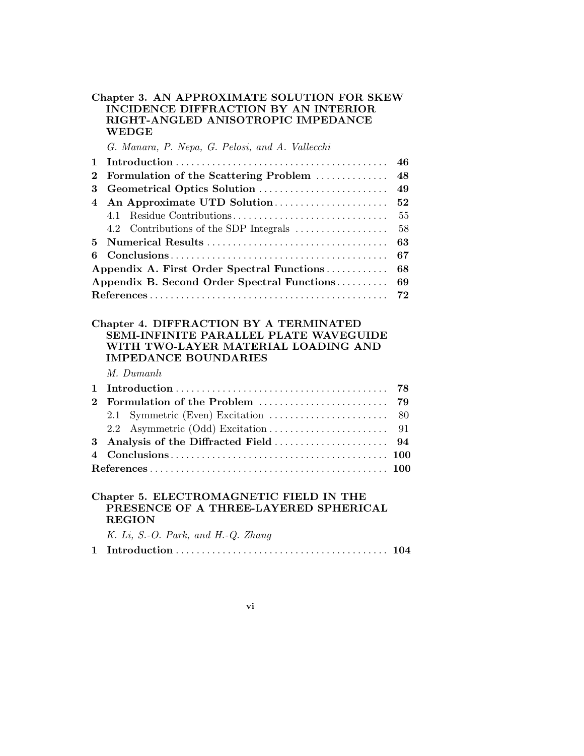### Chapter 3. AN APPROXIMATE SOLUTION FOR SKEW INCIDENCE DIFFRACTION BY AN INTERIOR RIGHT-ANGLED ANISOTROPIC IMPEDANCE WEDGE

*G. Manara, P. Nepa, G. Pelosi, and A. Vallecchi*

| | | |
|---|---|---|
| **1** | **Introduction** | **46** |
| **2** | **Formulation of the Scattering Problem** | **48** |
| **3** | **Geometrical Optics Solution** | **49** |
| **4** | **An Approximate UTD Solution** | **52** |
| | 4.1 Residue Contributions | 55 |
| | 4.2 Contributions of the SDP Integrals | 58 |
| **5** | **Numerical Results** | **63** |
| **6** | **Conclusions** | **67** |
| **Appendix A. First Order Spectral Functions** | | **68** |
| **Appendix B. Second Order Spectral Functions** | | **69** |
| **References** | | **72** |

### Chapter 4. DIFFRACTION BY A TERMINATED SEMI-INFINITE PARALLEL PLATE WAVEGUIDE WITH TWO-LAYER MATERIAL LOADING AND IMPEDANCE BOUNDARIES

*M. Dumanlı*

| | | |
|---|---|---|
| **1** | **Introduction** | **78** |
| **2** | **Formulation of the Problem** | **79** |
| | 2.1 Symmetric (Even) Excitation | 80 |
| | 2.2 Asymmetric (Odd) Excitation | 91 |
| **3** | **Analysis of the Diffracted Field** | **94** |
| **4** | **Conclusions** | **100** |
| **References** | | **100** |

### Chapter 5. ELECTROMAGNETIC FIELD IN THE PRESENCE OF A THREE-LAYERED SPHERICAL REGION

*K. Li, S.-O. Park, and H.-Q. Zhang*

| | | |
|---|---|---|
| **1** | **Introduction** | **104** |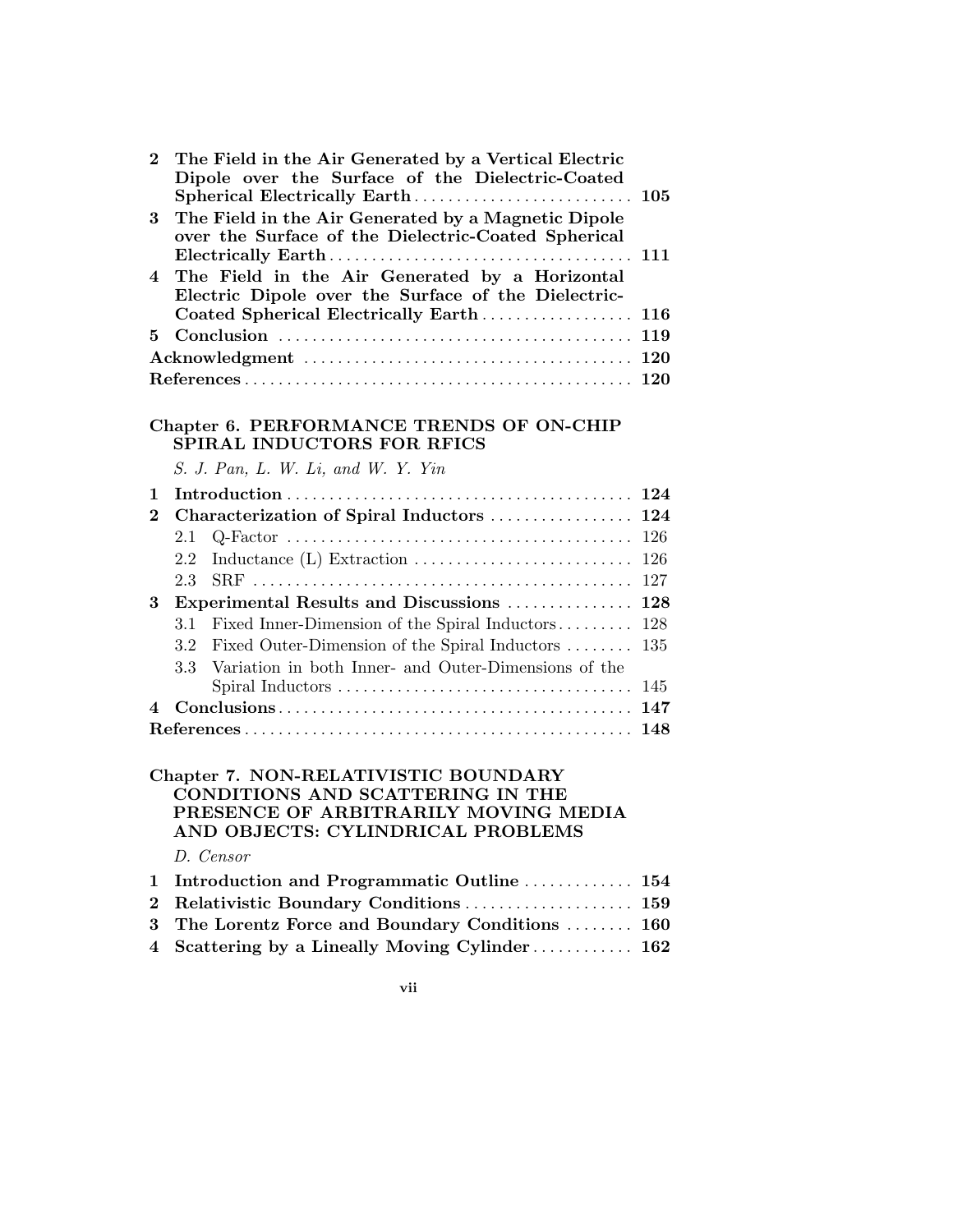| | | |
|---|---|---|
| **2** | **The Field in the Air Generated by a Vertical Electric Dipole over the Surface of the Dielectric-Coated Spherical Electrically Earth** | **105** |
| **3** | **The Field in the Air Generated by a Magnetic Dipole over the Surface of the Dielectric-Coated Spherical Electrically Earth** | **111** |
| **4** | **The Field in the Air Generated by a Horizontal Electric Dipole over the Surface of the Dielectric-Coated Spherical Electrically Earth** | **116** |
| **5** | **Conclusion** | **119** |
| **Acknowledgment** | | **120** |
| **References** | | **120** |

## Chapter 6. PERFORMANCE TRENDS OF ON-CHIP SPIRAL INDUCTORS FOR RFICS

*S. J. Pan, L. W. Li, and W. Y. Yin*

| | | |
|---|---|---|
| **1** | **Introduction** | **124** |
| **2** | **Characterization of Spiral Inductors** | **124** |
| | 2.1 Q-Factor | 126 |
| | 2.2 Inductance (L) Extraction | 126 |
| | 2.3 SRF | 127 |
| **3** | **Experimental Results and Discussions** | **128** |
| | 3.1 Fixed Inner-Dimension of the Spiral Inductors | 128 |
| | 3.2 Fixed Outer-Dimension of the Spiral Inductors | 135 |
| | 3.3 Variation in both Inner- and Outer-Dimensions of the Spiral Inductors | 145 |
| **4** | **Conclusions** | **147** |
| **References** | | **148** |

## Chapter 7. NON-RELATIVISTIC BOUNDARY CONDITIONS AND SCATTERING IN THE PRESENCE OF ARBITRARILY MOVING MEDIA AND OBJECTS: CYLINDRICAL PROBLEMS

*D. Censor*

| | | |
|---|---|---|
| **1** | **Introduction and Programmatic Outline** | **154** |
| **2** | **Relativistic Boundary Conditions** | **159** |
| **3** | **The Lorentz Force and Boundary Conditions** | **160** |
| **4** | **Scattering by a Lineally Moving Cylinder** | **162** |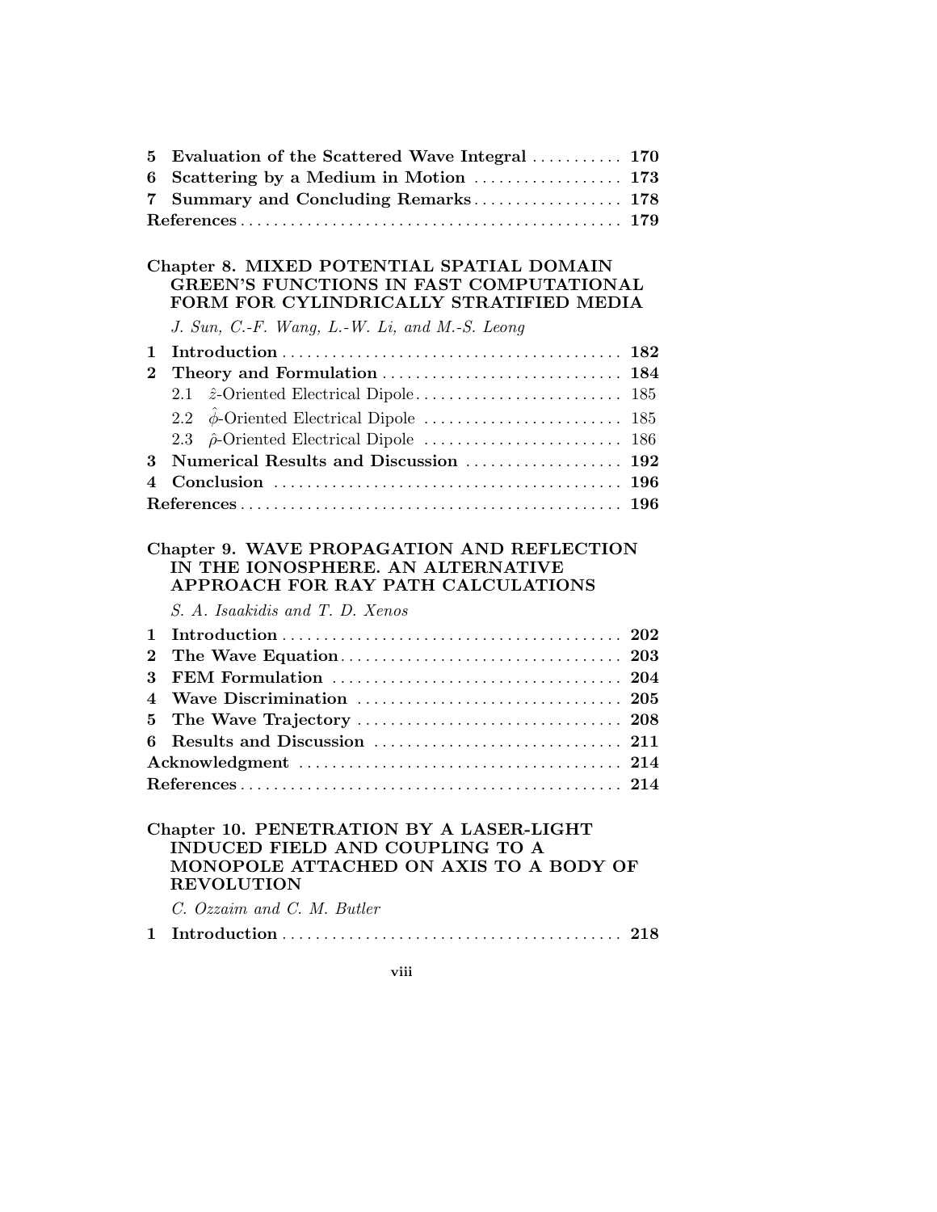| | | |
|---|---|---|
| **5** | **Evaluation of the Scattered Wave Integral** | **170** |
| **6** | **Scattering by a Medium in Motion** | **173** |
| **7** | **Summary and Concluding Remarks** | **178** |
| **References** | | **179** |

**Chapter 8. MIXED POTENTIAL SPATIAL DOMAIN GREEN'S FUNCTIONS IN FAST COMPUTATIONAL FORM FOR CYLINDRICALLY STRATIFIED MEDIA**

*J. Sun, C.-F. Wang, L.-W. Li, and M.-S. Leong*

| | | |
|---|---|---|
| **1** | **Introduction** | **182** |
| **2** | **Theory and Formulation** | **184** |
| | 2.1 $\hat{z}$-Oriented Electrical Dipole | 185 |
| | 2.2 $\hat{\phi}$-Oriented Electrical Dipole | 185 |
| | 2.3 $\hat{\rho}$-Oriented Electrical Dipole | 186 |
| **3** | **Numerical Results and Discussion** | **192** |
| **4** | **Conclusion** | **196** |
| **References** | | **196** |

**Chapter 9. WAVE PROPAGATION AND REFLECTION IN THE IONOSPHERE. AN ALTERNATIVE APPROACH FOR RAY PATH CALCULATIONS**

*S. A. Isaakidis and T. D. Xenos*

| | | |
|---|---|---|
| **1** | **Introduction** | **202** |
| **2** | **The Wave Equation** | **203** |
| **3** | **FEM Formulation** | **204** |
| **4** | **Wave Discrimination** | **205** |
| **5** | **The Wave Trajectory** | **208** |
| **6** | **Results and Discussion** | **211** |
| **Acknowledgment** | | **214** |
| **References** | | **214** |

**Chapter 10. PENETRATION BY A LASER-LIGHT INDUCED FIELD AND COUPLING TO A MONOPOLE ATTACHED ON AXIS TO A BODY OF REVOLUTION**

*C. Ozzaim and C. M. Butler*

| | | |
|---|---|---|
| **1** | **Introduction** | **218** |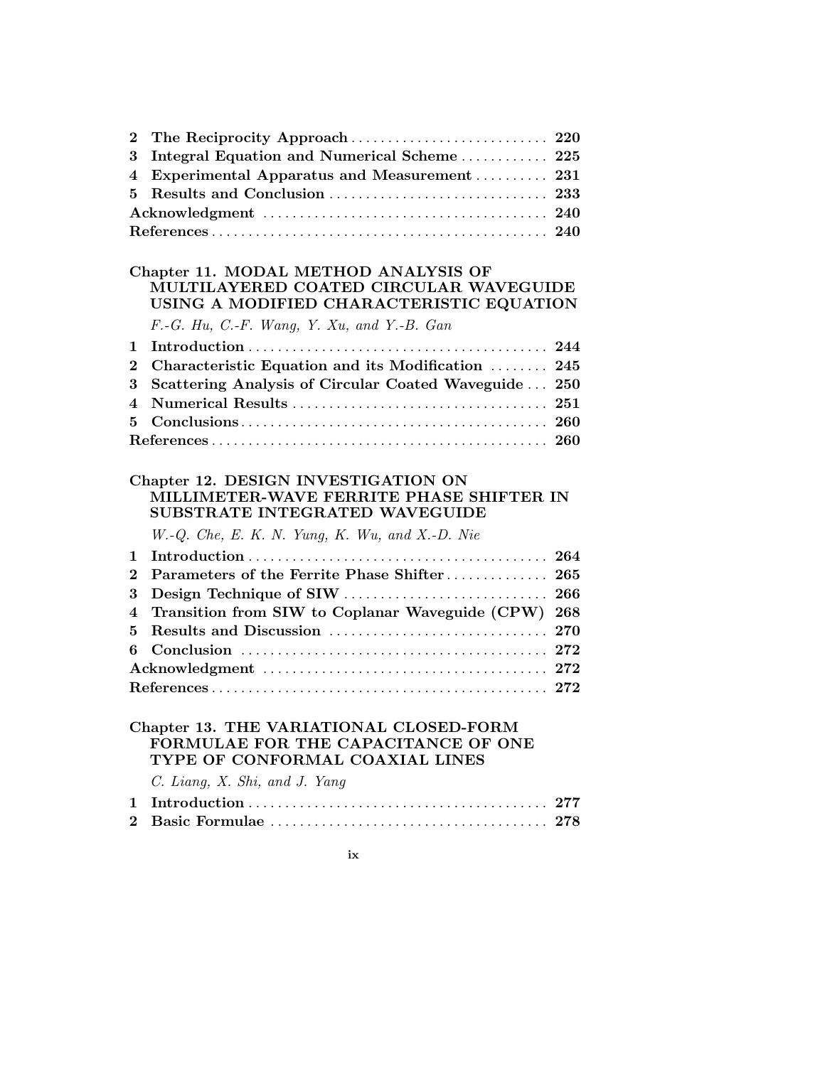**2 The Reciprocity Approach** ........................... **220**
**3 Integral Equation and Numerical Scheme** ............ **225**
**4 Experimental Apparatus and Measurement** .......... **231**
**5 Results and Conclusion** .............................. **233**
**Acknowledgment** ....................................... **240**
**References** .............................................. **240**

## Chapter 11. MODAL METHOD ANALYSIS OF MULTILAYERED COATED CIRCULAR WAVEGUIDE USING A MODIFIED CHARACTERISTIC EQUATION

*F.-G. Hu, C.-F. Wang, Y. Xu, and Y.-B. Gan*

**1 Introduction** ......................................... **244**
**2 Characteristic Equation and its Modification** ........ **245**
**3 Scattering Analysis of Circular Coated Waveguide** ... **250**
**4 Numerical Results** ................................... **251**
**5 Conclusions** .......................................... **260**
**References** .............................................. **260**

## Chapter 12. DESIGN INVESTIGATION ON MILLIMETER-WAVE FERRITE PHASE SHIFTER IN SUBSTRATE INTEGRATED WAVEGUIDE

*W.-Q. Che, E. K. N. Yung, K. Wu, and X.-D. Nie*

**1 Introduction** ......................................... **264**
**2 Parameters of the Ferrite Phase Shifter** .............. **265**
**3 Design Technique of SIW** ............................ **266**
**4 Transition from SIW to Coplanar Waveguide (CPW)** **268**
**5 Results and Discussion** .............................. **270**
**6 Conclusion** .......................................... **272**
**Acknowledgment** ....................................... **272**
**References** .............................................. **272**

## Chapter 13. THE VARIATIONAL CLOSED-FORM FORMULAE FOR THE CAPACITANCE OF ONE TYPE OF CONFORMAL COAXIAL LINES

*C. Liang, X. Shi, and J. Yang*

**1 Introduction** ......................................... **277**
**2 Basic Formulae** ...................................... **278**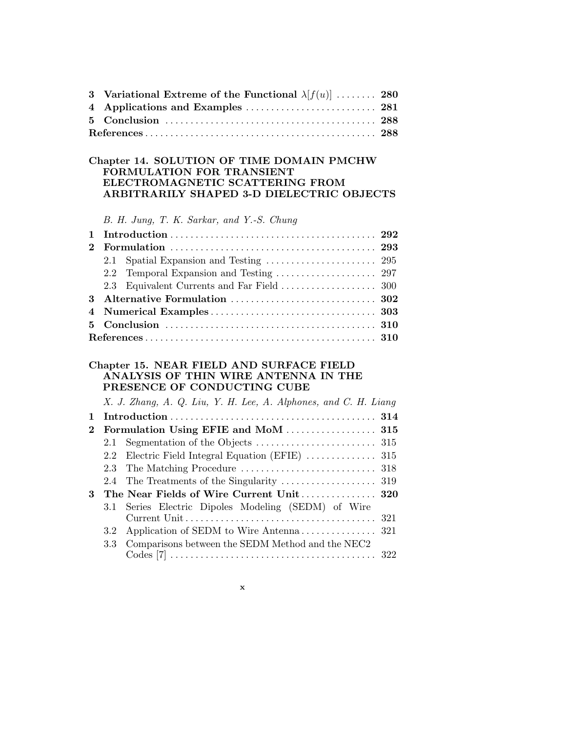**3 Variational Extreme of the Functional $\lambda[f(u)]$ ........ 280**
**4 Applications and Examples .......................... 281**
**5 Conclusion .......................................... 288**
**References .............................................. 288**

**Chapter 14. SOLUTION OF TIME DOMAIN PMCHW FORMULATION FOR TRANSIENT ELECTROMAGNETIC SCATTERING FROM ARBITRARILY SHAPED 3-D DIELECTRIC OBJECTS**

*B. H. Jung, T. K. Sarkar, and Y.-S. Chung*

**1 Introduction ........................................ 292**
**2 Formulation ......................................... 293**
2.1 Spatial Expansion and Testing ...................... 295
2.2 Temporal Expansion and Testing .................... 297
2.3 Equivalent Currents and Far Field .................. 300
**3 Alternative Formulation ............................. 302**
**4 Numerical Examples .................................. 303**
**5 Conclusion .......................................... 310**
**References .............................................. 310**

**Chapter 15. NEAR FIELD AND SURFACE FIELD ANALYSIS OF THIN WIRE ANTENNA IN THE PRESENCE OF CONDUCTING CUBE**

*X. J. Zhang, A. Q. Liu, Y. H. Lee, A. Alphones, and C. H. Liang*

**1 Introduction ........................................ 314**
**2 Formulation Using EFIE and MoM .................. 315**
2.1 Segmentation of the Objects ........................ 315
2.2 Electric Field Integral Equation (EFIE) .............. 315
2.3 The Matching Procedure ........................... 318
2.4 The Treatments of the Singularity .................. 319
**3 The Near Fields of Wire Current Unit ............... 320**
3.1 Series Electric Dipoles Modeling (SEDM) of Wire Current Unit ...................................... 321
3.2 Application of SEDM to Wire Antenna ............... 321
3.3 Comparisons between the SEDM Method and the NEC2 Codes [7] ......................................... 322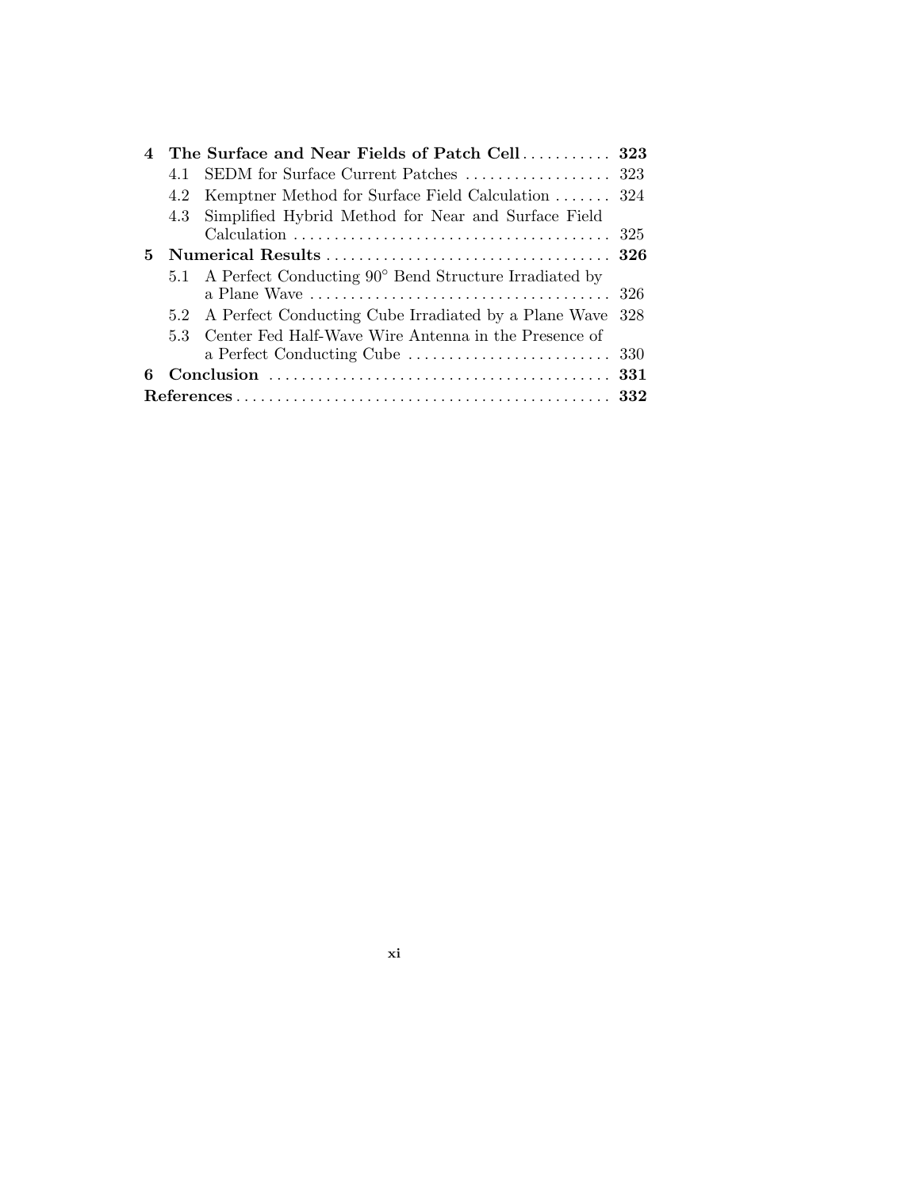| | | |
|---|---|---|
| **4** | **The Surface and Near Fields of Patch Cell** | **323** |
| 4.1 | SEDM for Surface Current Patches | 323 |
| 4.2 | Kemptner Method for Surface Field Calculation | 324 |
| 4.3 | Simplified Hybrid Method for Near and Surface Field Calculation | 325 |
| **5** | **Numerical Results** | **326** |
| 5.1 | A Perfect Conducting 90° Bend Structure Irradiated by a Plane Wave | 326 |
| 5.2 | A Perfect Conducting Cube Irradiated by a Plane Wave | 328 |
| 5.3 | Center Fed Half-Wave Wire Antenna in the Presence of a Perfect Conducting Cube | 330 |
| **6** | **Conclusion** | **331** |
| **References** | | **332** |